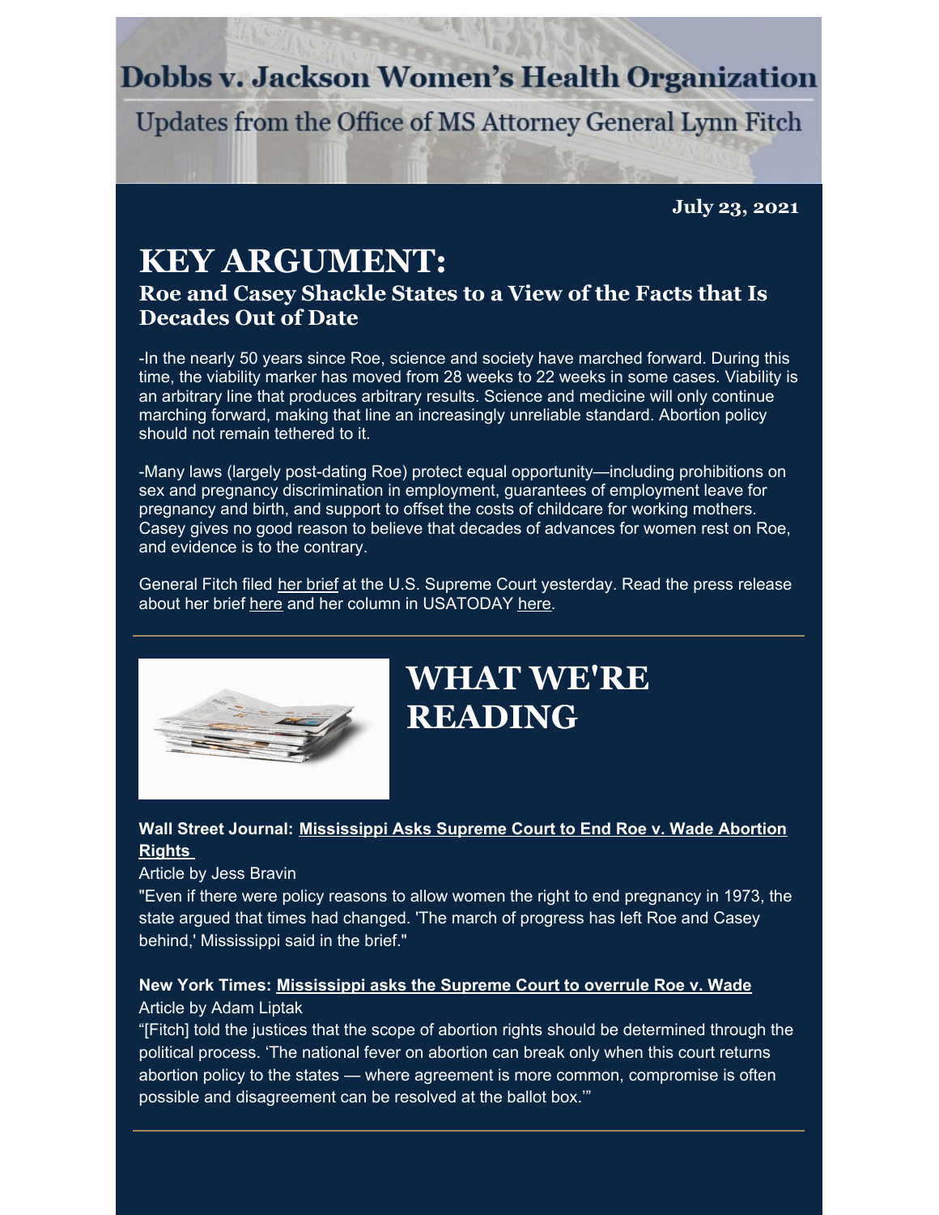# Dobbs v. Jackson Women's Health Organization

Updates from the Office of MS Attorney General Lynn Fitch

**July 23, 2021**

## KEY ARGUMENT:

### Roe and Casey Shackle States to a View of the Facts that Is Decades Out of Date

-In the nearly 50 years since Roe, science and society have marched forward. During this time, the viability marker has moved from 28 weeks to 22 weeks in some cases. Viability is an arbitrary line that produces arbitrary results. Science and medicine will only continue marching forward, making that line an increasingly unreliable standard. Abortion policy should not remain tethered to it.

-Many laws (largely post-dating Roe) protect equal opportunity—including prohibitions on sex and pregnancy discrimination in employment, guarantees of employment leave for pregnancy and birth, and support to offset the costs of childcare for working mothers. Casey gives no good reason to believe that decades of advances for women rest on Roe, and evidence is to the contrary.

General Fitch filed her brief at the U.S. Supreme Court yesterday. Read the press release about her brief here and her column in USATODAY here.

## WHAT WE'RE READING

**Wall Street Journal: Mississippi Asks Supreme Court to End Roe v. Wade Abortion Rights**

Article by Jess Bravin

"Even if there were policy reasons to allow women the right to end pregnancy in 1973, the state argued that times had changed. 'The march of progress has left Roe and Casey behind,' Mississippi said in the brief."

**New York Times: Mississippi asks the Supreme Court to overrule Roe v. Wade**

Article by Adam Liptak

"[Fitch] told the justices that the scope of abortion rights should be determined through the political process. 'The national fever on abortion can break only when this court returns abortion policy to the states — where agreement is more common, compromise is often possible and disagreement can be resolved at the ballot box.'"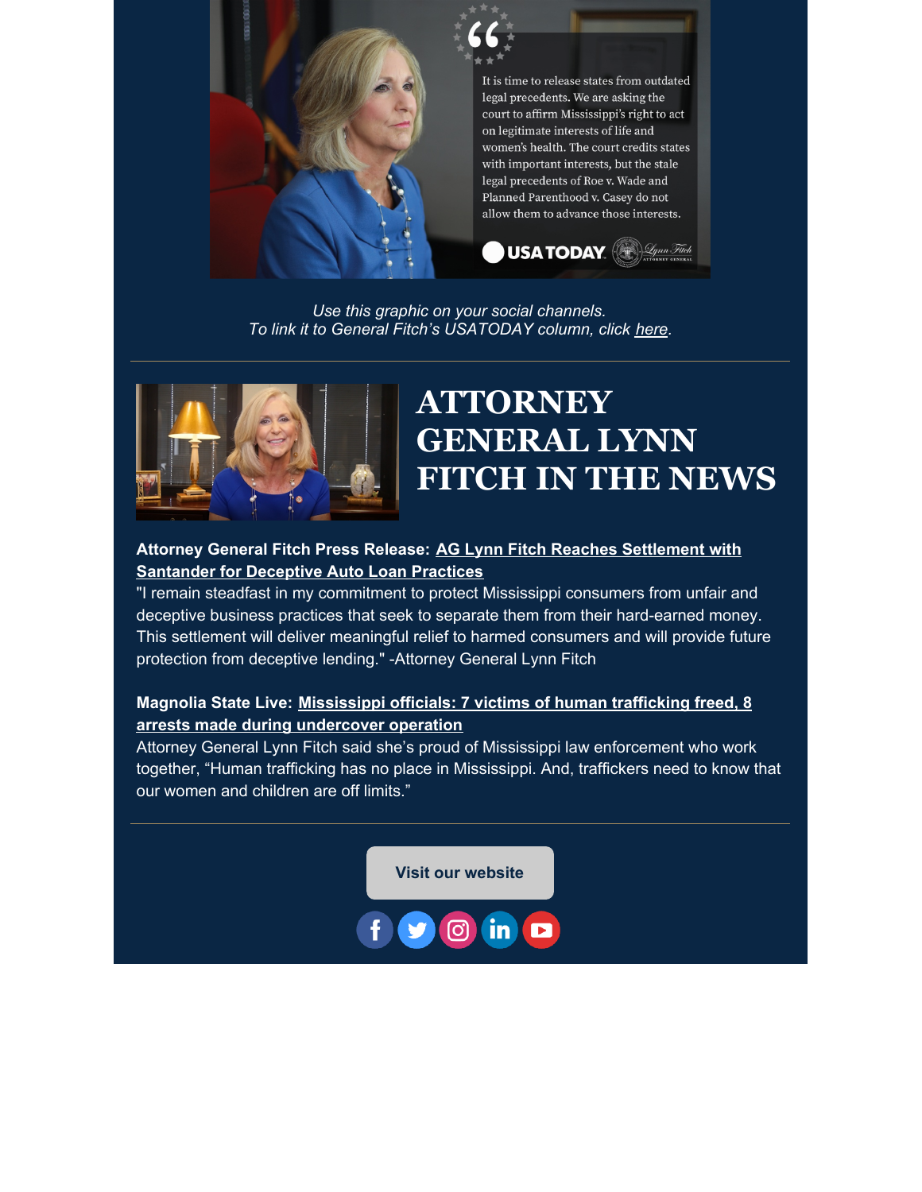It is time to release states from outdated legal precedents. We are asking the court to affirm Mississippi's right to act on legitimate interests of life and women's health. The court credits states with important interests, but the stale legal precedents of Roe v. Wade and Planned Parenthood v. Casey do not allow them to advance those interests.

USA TODAY

*Use this graphic on your social channels.*
*To link it to General Fitch's USATODAY column, click here.*

---

# ATTORNEY GENERAL LYNN FITCH IN THE NEWS

**Attorney General Fitch Press Release: AG Lynn Fitch Reaches Settlement with Santander for Deceptive Auto Loan Practices**

"I remain steadfast in my commitment to protect Mississippi consumers from unfair and deceptive business practices that seek to separate them from their hard-earned money. This settlement will deliver meaningful relief to harmed consumers and will provide future protection from deceptive lending." -Attorney General Lynn Fitch

**Magnolia State Live: Mississippi officials: 7 victims of human trafficking freed, 8 arrests made during undercover operation**

Attorney General Lynn Fitch said she's proud of Mississippi law enforcement who work together, "Human trafficking has no place in Mississippi. And, traffickers need to know that our women and children are off limits."

---

Visit our website